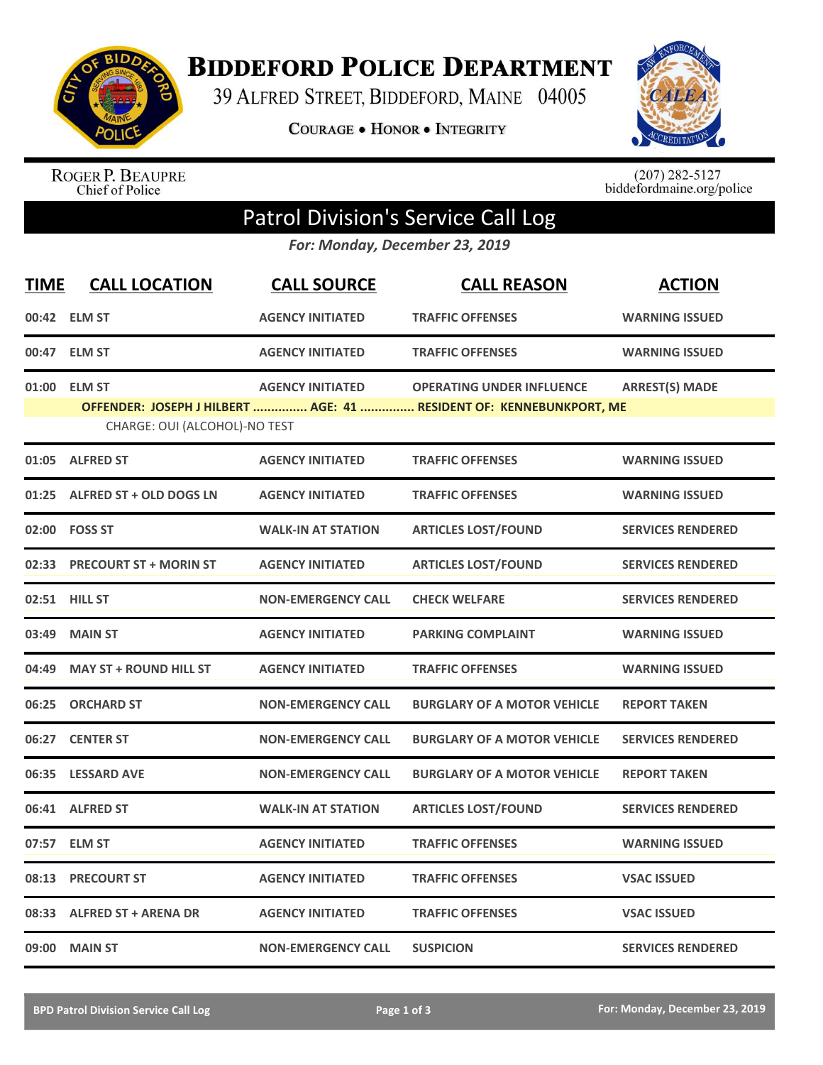# Biddeford Police Department

39 Alfred Street, Biddeford, Maine 04005

Courage • Honor • Integrity

Roger P. Beaupre
Chief of Police

(207) 282-5127
biddefordmaine.org/police

## Patrol Division's Service Call Log

*For: Monday, December 23, 2019*

| TIME | CALL LOCATION | CALL SOURCE | CALL REASON | ACTION |
|---|---|---|---|---|
| 00:42 | ELM ST | AGENCY INITIATED | TRAFFIC OFFENSES | WARNING ISSUED |
| 00:47 | ELM ST | AGENCY INITIATED | TRAFFIC OFFENSES | WARNING ISSUED |
| 01:00 | ELM ST | AGENCY INITIATED | OPERATING UNDER INFLUENCE | ARREST(S) MADE |
| | OFFENDER: JOSEPH J HILBERT ............... AGE: 41 ............... RESIDENT OF: KENNEBUNKPORT, ME | | | |
| | CHARGE: OUI (ALCOHOL)-NO TEST | | | |
| 01:05 | ALFRED ST | AGENCY INITIATED | TRAFFIC OFFENSES | WARNING ISSUED |
| 01:25 | ALFRED ST + OLD DOGS LN | AGENCY INITIATED | TRAFFIC OFFENSES | WARNING ISSUED |
| 02:00 | FOSS ST | WALK-IN AT STATION | ARTICLES LOST/FOUND | SERVICES RENDERED |
| 02:33 | PRECOURT ST + MORIN ST | AGENCY INITIATED | ARTICLES LOST/FOUND | SERVICES RENDERED |
| 02:51 | HILL ST | NON-EMERGENCY CALL | CHECK WELFARE | SERVICES RENDERED |
| 03:49 | MAIN ST | AGENCY INITIATED | PARKING COMPLAINT | WARNING ISSUED |
| 04:49 | MAY ST + ROUND HILL ST | AGENCY INITIATED | TRAFFIC OFFENSES | WARNING ISSUED |
| 06:25 | ORCHARD ST | NON-EMERGENCY CALL | BURGLARY OF A MOTOR VEHICLE | REPORT TAKEN |
| 06:27 | CENTER ST | NON-EMERGENCY CALL | BURGLARY OF A MOTOR VEHICLE | SERVICES RENDERED |
| 06:35 | LESSARD AVE | NON-EMERGENCY CALL | BURGLARY OF A MOTOR VEHICLE | REPORT TAKEN |
| 06:41 | ALFRED ST | WALK-IN AT STATION | ARTICLES LOST/FOUND | SERVICES RENDERED |
| 07:57 | ELM ST | AGENCY INITIATED | TRAFFIC OFFENSES | WARNING ISSUED |
| 08:13 | PRECOURT ST | AGENCY INITIATED | TRAFFIC OFFENSES | VSAC ISSUED |
| 08:33 | ALFRED ST + ARENA DR | AGENCY INITIATED | TRAFFIC OFFENSES | VSAC ISSUED |
| 09:00 | MAIN ST | NON-EMERGENCY CALL | SUSPICION | SERVICES RENDERED |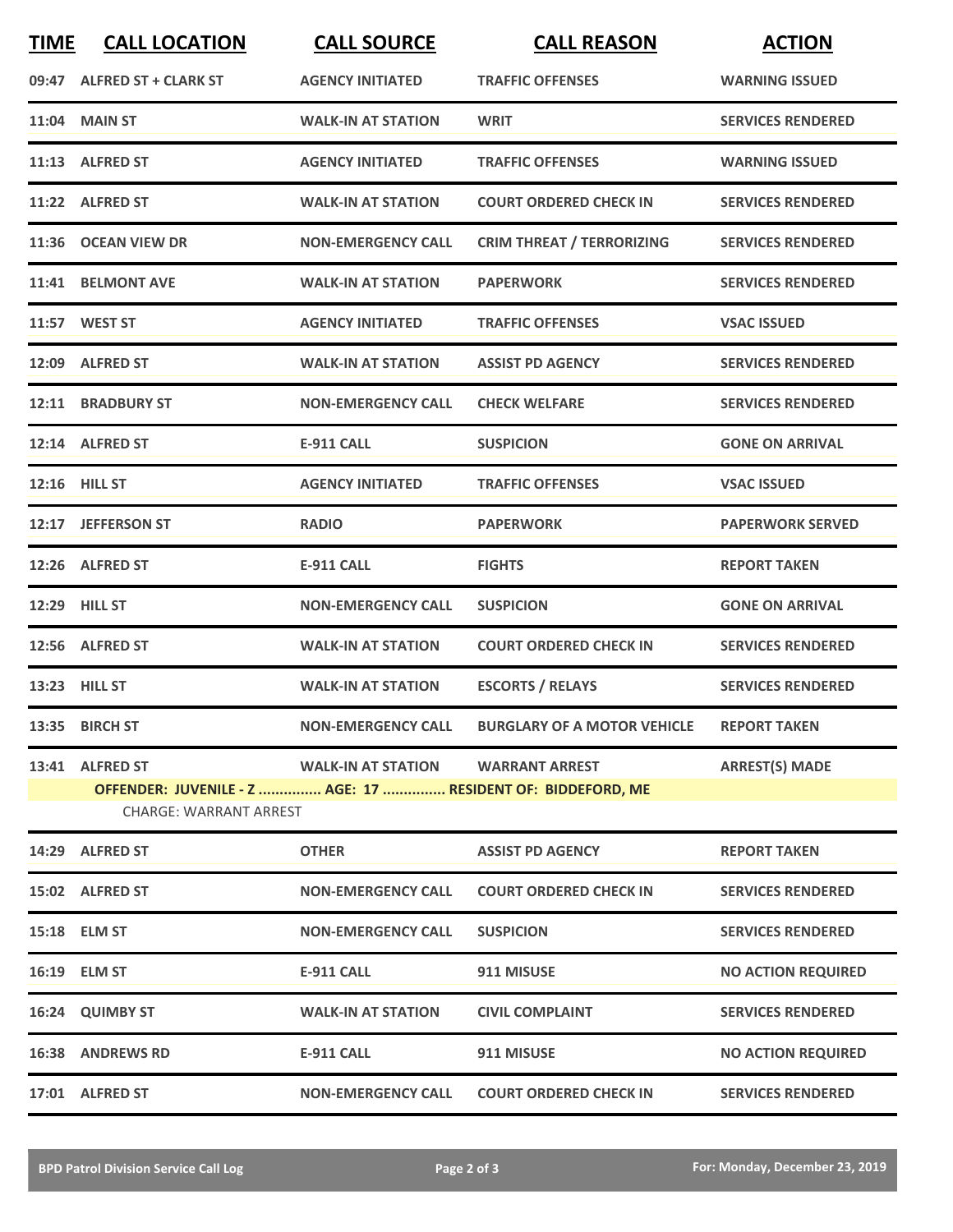| TIME | CALL LOCATION | CALL SOURCE | CALL REASON | ACTION |
|---|---|---|---|---|
| 09:47 | ALFRED ST + CLARK ST | AGENCY INITIATED | TRAFFIC OFFENSES | WARNING ISSUED |
| 11:04 | MAIN ST | WALK-IN AT STATION | WRIT | SERVICES RENDERED |
| 11:13 | ALFRED ST | AGENCY INITIATED | TRAFFIC OFFENSES | WARNING ISSUED |
| 11:22 | ALFRED ST | WALK-IN AT STATION | COURT ORDERED CHECK IN | SERVICES RENDERED |
| 11:36 | OCEAN VIEW DR | NON-EMERGENCY CALL | CRIM THREAT / TERRORIZING | SERVICES RENDERED |
| 11:41 | BELMONT AVE | WALK-IN AT STATION | PAPERWORK | SERVICES RENDERED |
| 11:57 | WEST ST | AGENCY INITIATED | TRAFFIC OFFENSES | VSAC ISSUED |
| 12:09 | ALFRED ST | WALK-IN AT STATION | ASSIST PD AGENCY | SERVICES RENDERED |
| 12:11 | BRADBURY ST | NON-EMERGENCY CALL | CHECK WELFARE | SERVICES RENDERED |
| 12:14 | ALFRED ST | E-911 CALL | SUSPICION | GONE ON ARRIVAL |
| 12:16 | HILL ST | AGENCY INITIATED | TRAFFIC OFFENSES | VSAC ISSUED |
| 12:17 | JEFFERSON ST | RADIO | PAPERWORK | PAPERWORK SERVED |
| 12:26 | ALFRED ST | E-911 CALL | FIGHTS | REPORT TAKEN |
| 12:29 | HILL ST | NON-EMERGENCY CALL | SUSPICION | GONE ON ARRIVAL |
| 12:56 | ALFRED ST | WALK-IN AT STATION | COURT ORDERED CHECK IN | SERVICES RENDERED |
| 13:23 | HILL ST | WALK-IN AT STATION | ESCORTS / RELAYS | SERVICES RENDERED |
| 13:35 | BIRCH ST | NON-EMERGENCY CALL | BURGLARY OF A MOTOR VEHICLE | REPORT TAKEN |
| 13:41 | ALFRED ST | WALK-IN AT STATION | WARRANT ARREST | ARREST(S) MADE |
| | **OFFENDER: JUVENILE - Z ............... AGE: 17 ............... RESIDENT OF: BIDDEFORD, ME** | | | |
| | CHARGE: WARRANT ARREST | | | |
| 14:29 | ALFRED ST | OTHER | ASSIST PD AGENCY | REPORT TAKEN |
| 15:02 | ALFRED ST | NON-EMERGENCY CALL | COURT ORDERED CHECK IN | SERVICES RENDERED |
| 15:18 | ELM ST | NON-EMERGENCY CALL | SUSPICION | SERVICES RENDERED |
| 16:19 | ELM ST | E-911 CALL | 911 MISUSE | NO ACTION REQUIRED |
| 16:24 | QUIMBY ST | WALK-IN AT STATION | CIVIL COMPLAINT | SERVICES RENDERED |
| 16:38 | ANDREWS RD | E-911 CALL | 911 MISUSE | NO ACTION REQUIRED |
| 17:01 | ALFRED ST | NON-EMERGENCY CALL | COURT ORDERED CHECK IN | SERVICES RENDERED |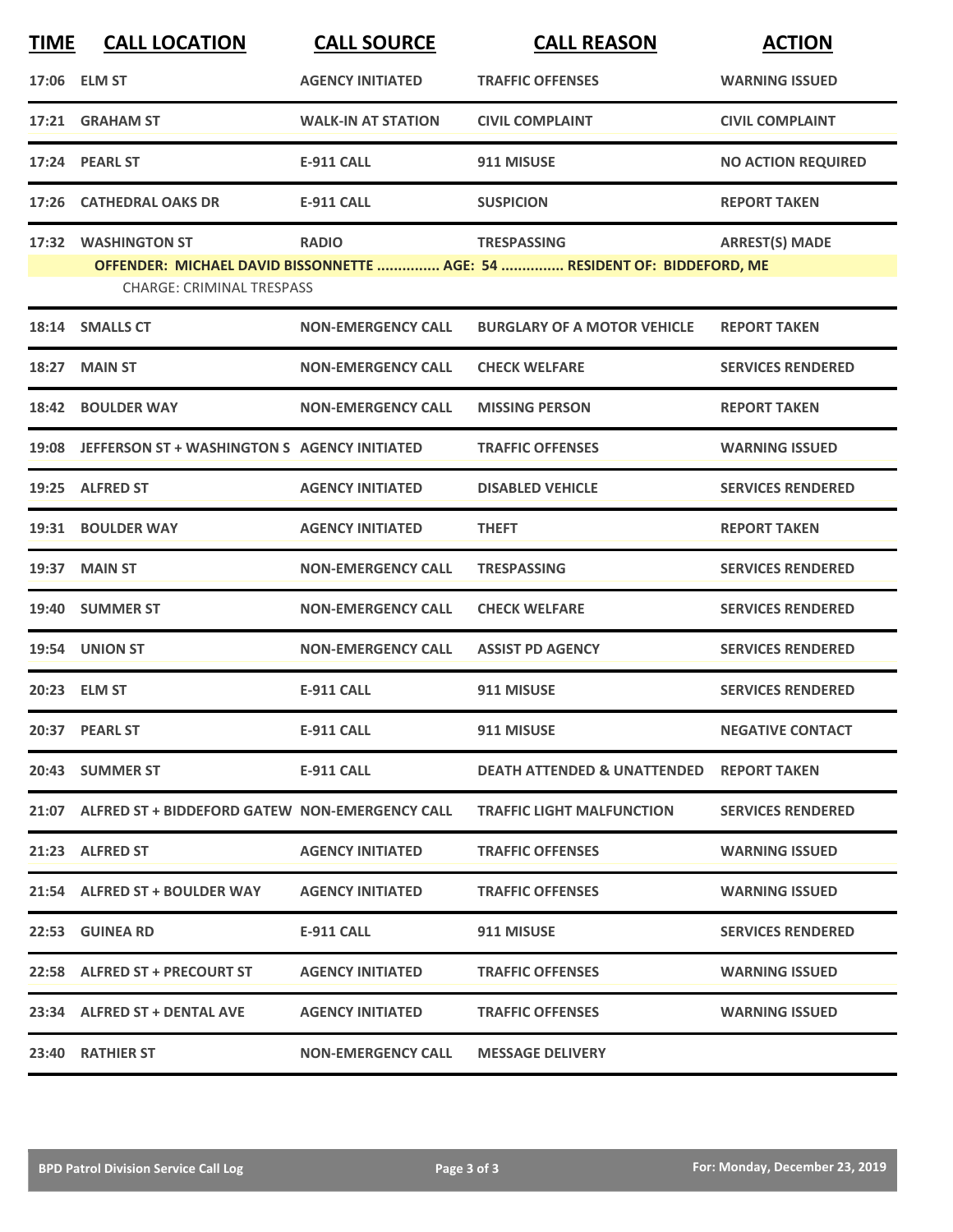| TIME | CALL LOCATION | CALL SOURCE | CALL REASON | ACTION |
|---|---|---|---|---|
| 17:06 | ELM ST | AGENCY INITIATED | TRAFFIC OFFENSES | WARNING ISSUED |
| 17:21 | GRAHAM ST | WALK-IN AT STATION | CIVIL COMPLAINT | CIVIL COMPLAINT |
| 17:24 | PEARL ST | E-911 CALL | 911 MISUSE | NO ACTION REQUIRED |
| 17:26 | CATHEDRAL OAKS DR | E-911 CALL | SUSPICION | REPORT TAKEN |
| 17:32 | WASHINGTON ST | RADIO | TRESPASSING | ARREST(S) MADE |
| | OFFENDER: MICHAEL DAVID BISSONNETTE ............... AGE: 54 ............... RESIDENT OF: BIDDEFORD, ME | | | |
| | CHARGE: CRIMINAL TRESPASS | | | |
| 18:14 | SMALLS CT | NON-EMERGENCY CALL | BURGLARY OF A MOTOR VEHICLE | REPORT TAKEN |
| 18:27 | MAIN ST | NON-EMERGENCY CALL | CHECK WELFARE | SERVICES RENDERED |
| 18:42 | BOULDER WAY | NON-EMERGENCY CALL | MISSING PERSON | REPORT TAKEN |
| 19:08 | JEFFERSON ST + WASHINGTON S | AGENCY INITIATED | TRAFFIC OFFENSES | WARNING ISSUED |
| 19:25 | ALFRED ST | AGENCY INITIATED | DISABLED VEHICLE | SERVICES RENDERED |
| 19:31 | BOULDER WAY | AGENCY INITIATED | THEFT | REPORT TAKEN |
| 19:37 | MAIN ST | NON-EMERGENCY CALL | TRESPASSING | SERVICES RENDERED |
| 19:40 | SUMMER ST | NON-EMERGENCY CALL | CHECK WELFARE | SERVICES RENDERED |
| 19:54 | UNION ST | NON-EMERGENCY CALL | ASSIST PD AGENCY | SERVICES RENDERED |
| 20:23 | ELM ST | E-911 CALL | 911 MISUSE | SERVICES RENDERED |
| 20:37 | PEARL ST | E-911 CALL | 911 MISUSE | NEGATIVE CONTACT |
| 20:43 | SUMMER ST | E-911 CALL | DEATH ATTENDED & UNATTENDED | REPORT TAKEN |
| 21:07 | ALFRED ST + BIDDEFORD GATEW | NON-EMERGENCY CALL | TRAFFIC LIGHT MALFUNCTION | SERVICES RENDERED |
| 21:23 | ALFRED ST | AGENCY INITIATED | TRAFFIC OFFENSES | WARNING ISSUED |
| 21:54 | ALFRED ST + BOULDER WAY | AGENCY INITIATED | TRAFFIC OFFENSES | WARNING ISSUED |
| 22:53 | GUINEA RD | E-911 CALL | 911 MISUSE | SERVICES RENDERED |
| 22:58 | ALFRED ST + PRECOURT ST | AGENCY INITIATED | TRAFFIC OFFENSES | WARNING ISSUED |
| 23:34 | ALFRED ST + DENTAL AVE | AGENCY INITIATED | TRAFFIC OFFENSES | WARNING ISSUED |
| 23:40 | RATHIER ST | NON-EMERGENCY CALL | MESSAGE DELIVERY | |